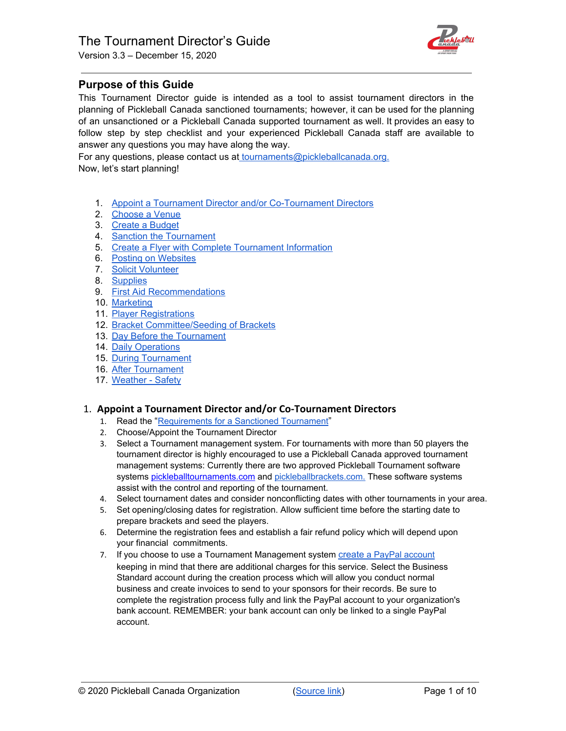# The Tournament Director's Guide

Version 3.3 – December 15, 2020

## Purpose of this Guide

This Tournament Director guide is intended as a tool to assist tournament directors in the planning of Pickleball Canada sanctioned tournaments; however, it can be used for the planning of an unsanctioned or a Pickleball Canada supported tournament as well. It provides an easy to follow step by step checklist and your experienced Pickleball Canada staff are available to answer any questions you may have along the way.

For any questions, please contact us at tournaments@pickleballcanada.org.

Now, let's start planning!

1. Appoint a Tournament Director and/or Co-Tournament Directors
2. Choose a Venue
3. Create a Budget
4. Sanction the Tournament
5. Create a Flyer with Complete Tournament Information
6. Posting on Websites
7. Solicit Volunteer
8. Supplies
9. First Aid Recommendations
10. Marketing
11. Player Registrations
12. Bracket Committee/Seeding of Brackets
13. Day Before the Tournament
14. Daily Operations
15. During Tournament
16. After Tournament
17. Weather - Safety

## 1. Appoint a Tournament Director and/or Co-Tournament Directors

1. Read the "Requirements for a Sanctioned Tournament"
2. Choose/Appoint the Tournament Director
3. Select a Tournament management system. For tournaments with more than 50 players the tournament director is highly encouraged to use a Pickleball Canada approved tournament management systems: Currently there are two approved Pickleball Tournament software systems pickleballtournaments.com and pickleballbrackets.com. These software systems assist with the control and reporting of the tournament.
4. Select tournament dates and consider nonconflicting dates with other tournaments in your area.
5. Set opening/closing dates for registration. Allow sufficient time before the starting date to prepare brackets and seed the players.
6. Determine the registration fees and establish a fair refund policy which will depend upon your financial commitments.
7. If you choose to use a Tournament Management system create a PayPal account keeping in mind that there are additional charges for this service. Select the Business Standard account during the creation process which will allow you conduct normal business and create invoices to send to your sponsors for their records. Be sure to complete the registration process fully and link the PayPal account to your organization's bank account. REMEMBER: your bank account can only be linked to a single PayPal account.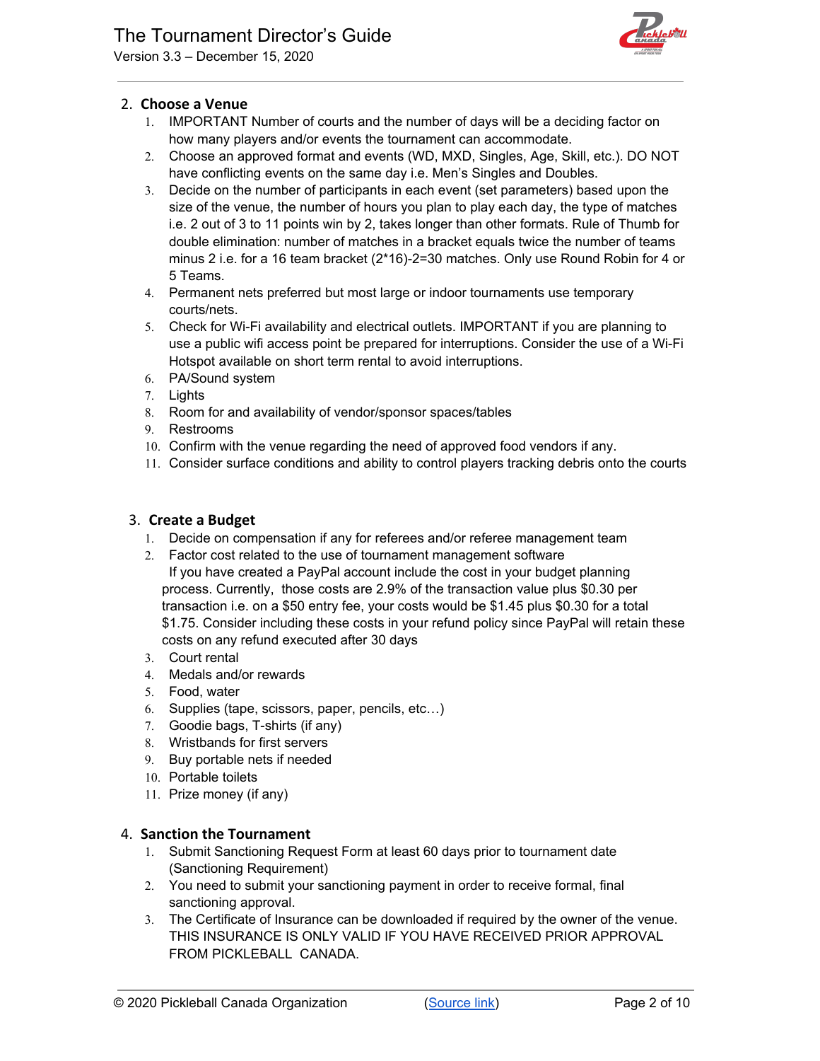2. **Choose a Venue**
    1. IMPORTANT Number of courts and the number of days will be a deciding factor on how many players and/or events the tournament can accommodate.
    2. Choose an approved format and events (WD, MXD, Singles, Age, Skill, etc.). DO NOT have conflicting events on the same day i.e. Men's Singles and Doubles.
    3. Decide on the number of participants in each event (set parameters) based upon the size of the venue, the number of hours you plan to play each day, the type of matches i.e. 2 out of 3 to 11 points win by 2, takes longer than other formats. Rule of Thumb for double elimination: number of matches in a bracket equals twice the number of teams minus 2 i.e. for a 16 team bracket (2*16)-2=30 matches. Only use Round Robin for 4 or 5 Teams.
    4. Permanent nets preferred but most large or indoor tournaments use temporary courts/nets.
    5. Check for Wi-Fi availability and electrical outlets. IMPORTANT if you are planning to use a public wifi access point be prepared for interruptions. Consider the use of a Wi-Fi Hotspot available on short term rental to avoid interruptions.
    6. PA/Sound system
    7. Lights
    8. Room for and availability of vendor/sponsor spaces/tables
    9. Restrooms
    10. Confirm with the venue regarding the need of approved food vendors if any.
    11. Consider surface conditions and ability to control players tracking debris onto the courts

3. **Create a Budget**
    1. Decide on compensation if any for referees and/or referee management team
    2. Factor cost related to the use of tournament management software
       If you have created a PayPal account include the cost in your budget planning process. Currently, those costs are 2.9% of the transaction value plus $0.30 per transaction i.e. on a $50 entry fee, your costs would be $1.45 plus $0.30 for a total $1.75. Consider including these costs in your refund policy since PayPal will retain these costs on any refund executed after 30 days
    3. Court rental
    4. Medals and/or rewards
    5. Food, water
    6. Supplies (tape, scissors, paper, pencils, etc…)
    7. Goodie bags, T-shirts (if any)
    8. Wristbands for first servers
    9. Buy portable nets if needed
    10. Portable toilets
    11. Prize money (if any)

4. **Sanction the Tournament**
    1. Submit Sanctioning Request Form at least 60 days prior to tournament date (Sanctioning Requirement)
    2. You need to submit your sanctioning payment in order to receive formal, final sanctioning approval.
    3. The Certificate of Insurance can be downloaded if required by the owner of the venue. THIS INSURANCE IS ONLY VALID IF YOU HAVE RECEIVED PRIOR APPROVAL FROM PICKLEBALL CANADA.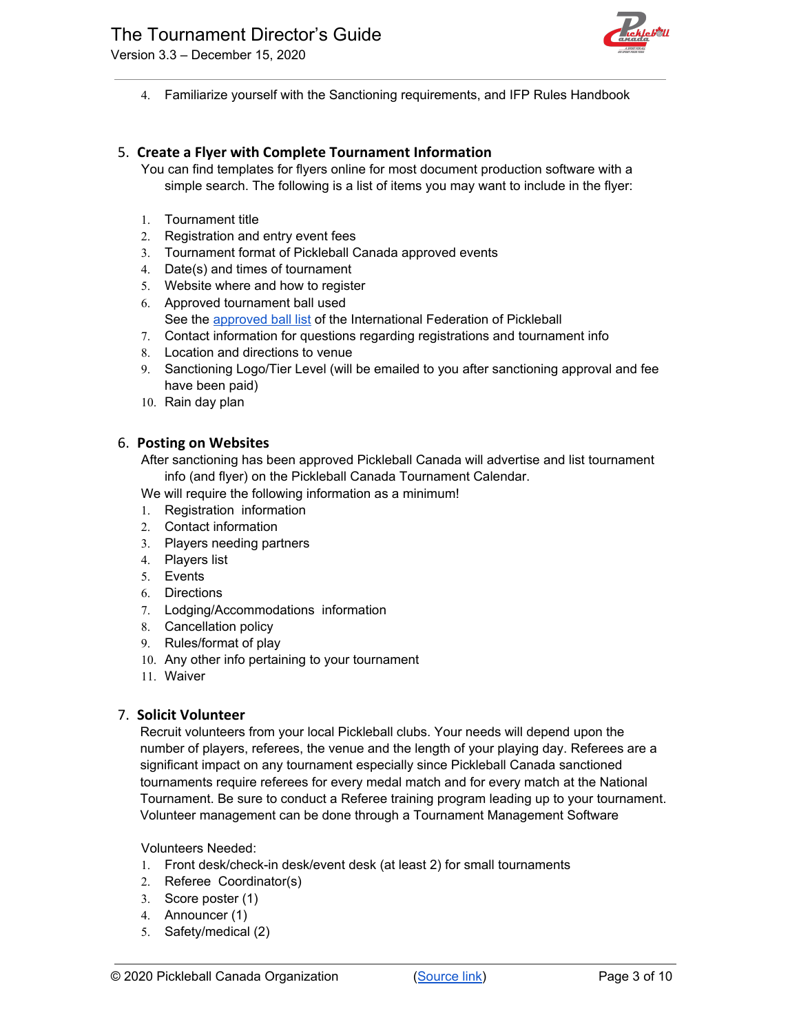4. Familiarize yourself with the Sanctioning requirements, and IFP Rules Handbook

## 5. Create a Flyer with Complete Tournament Information

You can find templates for flyers online for most document production software with a simple search. The following is a list of items you may want to include in the flyer:

1. Tournament title
2. Registration and entry event fees
3. Tournament format of Pickleball Canada approved events
4. Date(s) and times of tournament
5. Website where and how to register
6. Approved tournament ball used
   See the approved ball list of the International Federation of Pickleball
7. Contact information for questions regarding registrations and tournament info
8. Location and directions to venue
9. Sanctioning Logo/Tier Level (will be emailed to you after sanctioning approval and fee have been paid)
10. Rain day plan

## 6. Posting on Websites

After sanctioning has been approved Pickleball Canada will advertise and list tournament info (and flyer) on the Pickleball Canada Tournament Calendar.

We will require the following information as a minimum!

1. Registration information
2. Contact information
3. Players needing partners
4. Players list
5. Events
6. Directions
7. Lodging/Accommodations information
8. Cancellation policy
9. Rules/format of play
10. Any other info pertaining to your tournament
11. Waiver

## 7. Solicit Volunteer

Recruit volunteers from your local Pickleball clubs. Your needs will depend upon the number of players, referees, the venue and the length of your playing day. Referees are a significant impact on any tournament especially since Pickleball Canada sanctioned tournaments require referees for every medal match and for every match at the National Tournament. Be sure to conduct a Referee training program leading up to your tournament. Volunteer management can be done through a Tournament Management Software

Volunteers Needed:

1. Front desk/check-in desk/event desk (at least 2) for small tournaments
2. Referee Coordinator(s)
3. Score poster (1)
4. Announcer (1)
5. Safety/medical (2)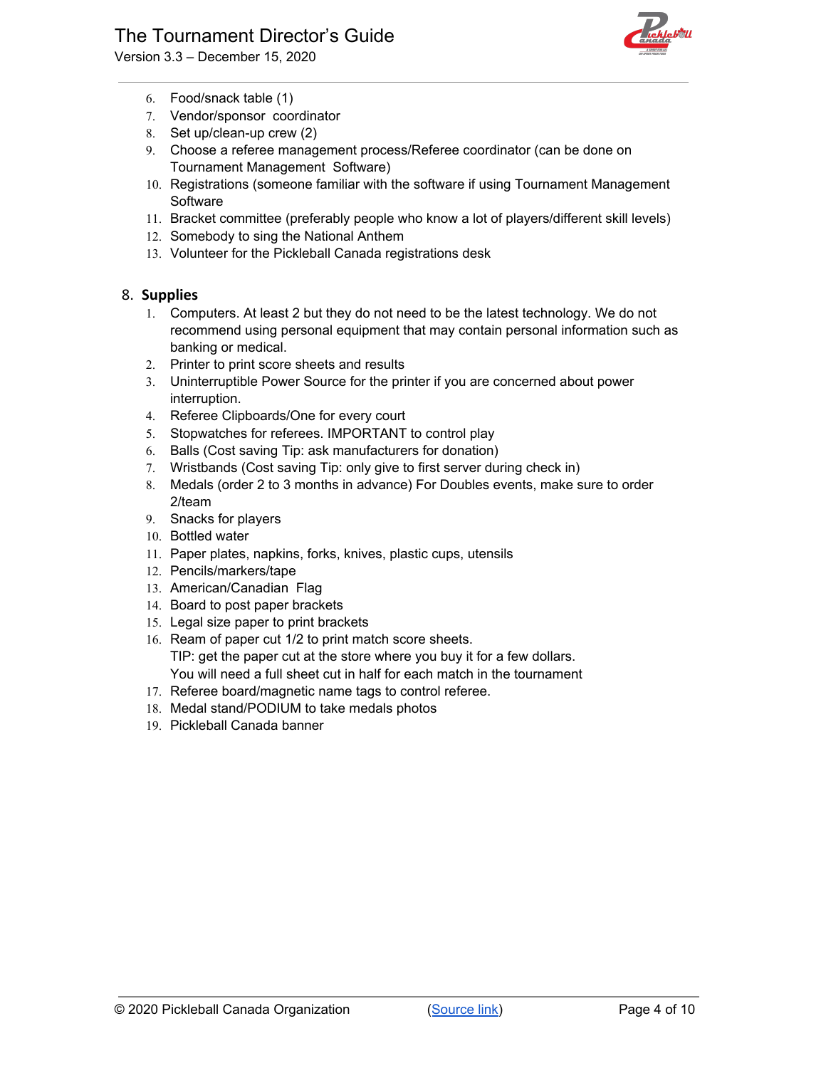6. Food/snack table (1)
7. Vendor/sponsor coordinator
8. Set up/clean-up crew (2)
9. Choose a referee management process/Referee coordinator (can be done on Tournament Management Software)
10. Registrations (someone familiar with the software if using Tournament Management Software
11. Bracket committee (preferably people who know a lot of players/different skill levels)
12. Somebody to sing the National Anthem
13. Volunteer for the Pickleball Canada registrations desk

## 8. Supplies

1. Computers. At least 2 but they do not need to be the latest technology. We do not recommend using personal equipment that may contain personal information such as banking or medical.
2. Printer to print score sheets and results
3. Uninterruptible Power Source for the printer if you are concerned about power interruption.
4. Referee Clipboards/One for every court
5. Stopwatches for referees. IMPORTANT to control play
6. Balls (Cost saving Tip: ask manufacturers for donation)
7. Wristbands (Cost saving Tip: only give to first server during check in)
8. Medals (order 2 to 3 months in advance) For Doubles events, make sure to order 2/team
9. Snacks for players
10. Bottled water
11. Paper plates, napkins, forks, knives, plastic cups, utensils
12. Pencils/markers/tape
13. American/Canadian Flag
14. Board to post paper brackets
15. Legal size paper to print brackets
16. Ream of paper cut 1/2 to print match score sheets.
    TIP: get the paper cut at the store where you buy it for a few dollars.
    You will need a full sheet cut in half for each match in the tournament
17. Referee board/magnetic name tags to control referee.
18. Medal stand/PODIUM to take medals photos
19. Pickleball Canada banner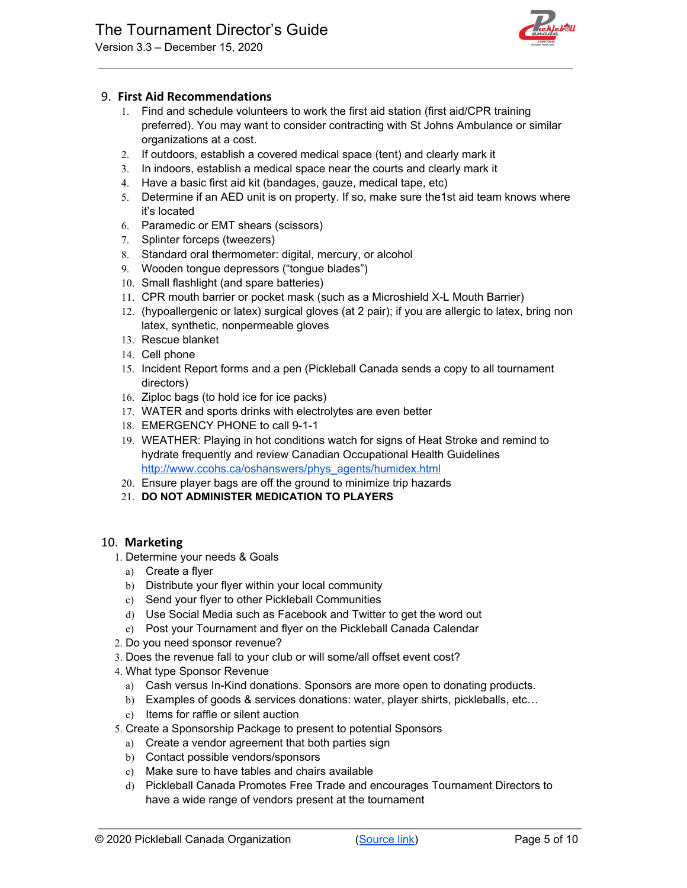## 9. First Aid Recommendations

1. Find and schedule volunteers to work the first aid station (first aid/CPR training preferred). You may want to consider contracting with St Johns Ambulance or similar organizations at a cost.
2. If outdoors, establish a covered medical space (tent) and clearly mark it
3. In indoors, establish a medical space near the courts and clearly mark it
4. Have a basic first aid kit (bandages, gauze, medical tape, etc)
5. Determine if an AED unit is on property. If so, make sure the1st aid team knows where it's located
6. Paramedic or EMT shears (scissors)
7. Splinter forceps (tweezers)
8. Standard oral thermometer: digital, mercury, or alcohol
9. Wooden tongue depressors ("tongue blades")
10. Small flashlight (and spare batteries)
11. CPR mouth barrier or pocket mask (such as a Microshield X-L Mouth Barrier)
12. (hypoallergenic or latex) surgical gloves (at 2 pair); if you are allergic to latex, bring non latex, synthetic, nonpermeable gloves
13. Rescue blanket
14. Cell phone
15. Incident Report forms and a pen (Pickleball Canada sends a copy to all tournament directors)
16. Ziploc bags (to hold ice for ice packs)
17. WATER and sports drinks with electrolytes are even better
18. EMERGENCY PHONE to call 9-1-1
19. WEATHER: Playing in hot conditions watch for signs of Heat Stroke and remind to hydrate frequently and review Canadian Occupational Health Guidelines [http://www.ccohs.ca/oshanswers/phys_agents/humidex.html](http://www.ccohs.ca/oshanswers/phys_agents/humidex.html)
20. Ensure player bags are off the ground to minimize trip hazards
21. **DO NOT ADMINISTER MEDICATION TO PLAYERS**

## 10. Marketing

1. Determine your needs & Goals
   a) Create a flyer
   b) Distribute your flyer within your local community
   c) Send your flyer to other Pickleball Communities
   d) Use Social Media such as Facebook and Twitter to get the word out
   e) Post your Tournament and flyer on the Pickleball Canada Calendar
2. Do you need sponsor revenue?
3. Does the revenue fall to your club or will some/all offset event cost?
4. What type Sponsor Revenue
   a) Cash versus In-Kind donations. Sponsors are more open to donating products.
   b) Examples of goods & services donations: water, player shirts, pickleballs, etc…
   c) Items for raffle or silent auction
5. Create a Sponsorship Package to present to potential Sponsors
   a) Create a vendor agreement that both parties sign
   b) Contact possible vendors/sponsors
   c) Make sure to have tables and chairs available
   d) Pickleball Canada Promotes Free Trade and encourages Tournament Directors to have a wide range of vendors present at the tournament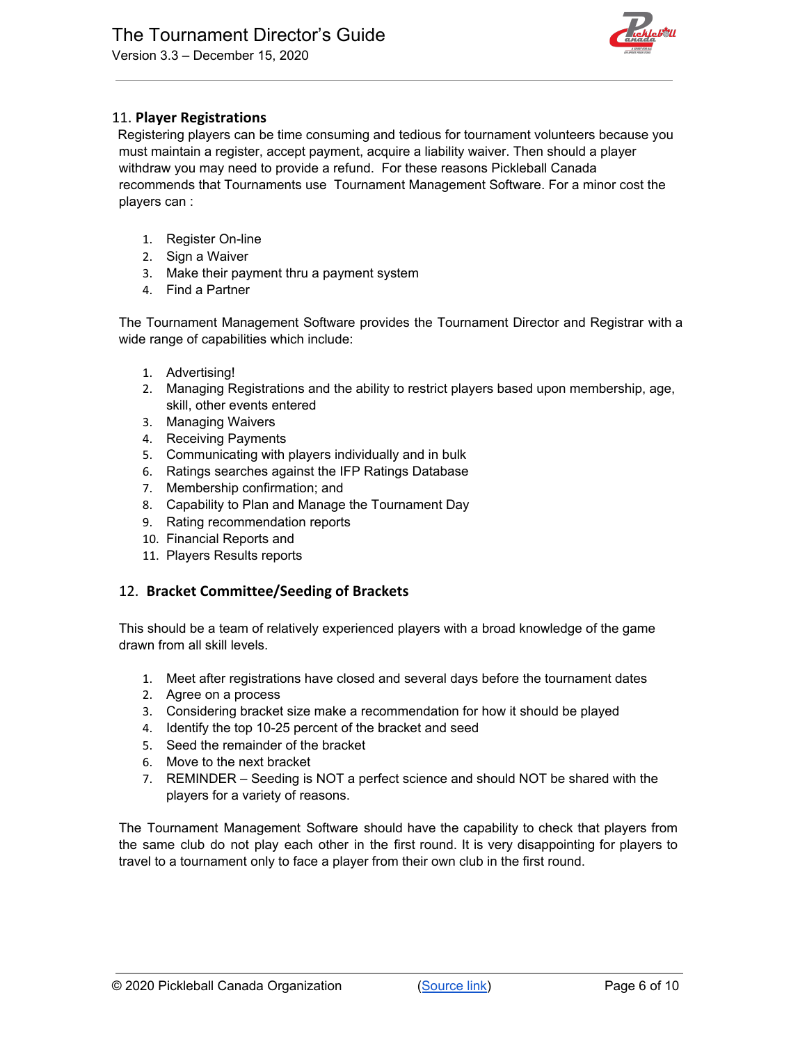## 11. **Player Registrations**

Registering players can be time consuming and tedious for tournament volunteers because you must maintain a register, accept payment, acquire a liability waiver. Then should a player withdraw you may need to provide a refund. For these reasons Pickleball Canada recommends that Tournaments use Tournament Management Software. For a minor cost the players can :

1. Register On-line
2. Sign a Waiver
3. Make their payment thru a payment system
4. Find a Partner

The Tournament Management Software provides the Tournament Director and Registrar with a wide range of capabilities which include:

1. Advertising!
2. Managing Registrations and the ability to restrict players based upon membership, age, skill, other events entered
3. Managing Waivers
4. Receiving Payments
5. Communicating with players individually and in bulk
6. Ratings searches against the IFP Ratings Database
7. Membership confirmation; and
8. Capability to Plan and Manage the Tournament Day
9. Rating recommendation reports
10. Financial Reports and
11. Players Results reports

## 12. **Bracket Committee/Seeding of Brackets**

This should be a team of relatively experienced players with a broad knowledge of the game drawn from all skill levels.

1. Meet after registrations have closed and several days before the tournament dates
2. Agree on a process
3. Considering bracket size make a recommendation for how it should be played
4. Identify the top 10-25 percent of the bracket and seed
5. Seed the remainder of the bracket
6. Move to the next bracket
7. REMINDER – Seeding is NOT a perfect science and should NOT be shared with the players for a variety of reasons.

The Tournament Management Software should have the capability to check that players from the same club do not play each other in the first round. It is very disappointing for players to travel to a tournament only to face a player from their own club in the first round.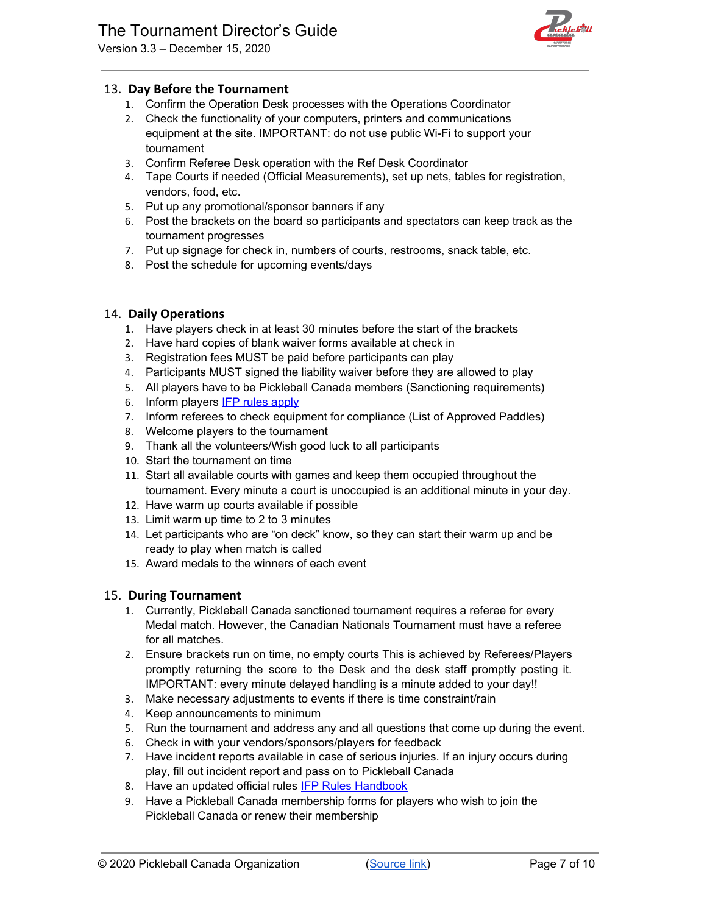## 13. Day Before the Tournament

1. Confirm the Operation Desk processes with the Operations Coordinator
2. Check the functionality of your computers, printers and communications equipment at the site. IMPORTANT: do not use public Wi-Fi to support your tournament
3. Confirm Referee Desk operation with the Ref Desk Coordinator
4. Tape Courts if needed (Official Measurements), set up nets, tables for registration, vendors, food, etc.
5. Put up any promotional/sponsor banners if any
6. Post the brackets on the board so participants and spectators can keep track as the tournament progresses
7. Put up signage for check in, numbers of courts, restrooms, snack table, etc.
8. Post the schedule for upcoming events/days

## 14. Daily Operations

1. Have players check in at least 30 minutes before the start of the brackets
2. Have hard copies of blank waiver forms available at check in
3. Registration fees MUST be paid before participants can play
4. Participants MUST signed the liability waiver before they are allowed to play
5. All players have to be Pickleball Canada members (Sanctioning requirements)
6. Inform players [IFP rules apply]()
7. Inform referees to check equipment for compliance (List of Approved Paddles)
8. Welcome players to the tournament
9. Thank all the volunteers/Wish good luck to all participants
10. Start the tournament on time
11. Start all available courts with games and keep them occupied throughout the tournament. Every minute a court is unoccupied is an additional minute in your day.
12. Have warm up courts available if possible
13. Limit warm up time to 2 to 3 minutes
14. Let participants who are "on deck" know, so they can start their warm up and be ready to play when match is called
15. Award medals to the winners of each event

## 15. During Tournament

1. Currently, Pickleball Canada sanctioned tournament requires a referee for every Medal match. However, the Canadian Nationals Tournament must have a referee for all matches.
2. Ensure brackets run on time, no empty courts This is achieved by Referees/Players promptly returning the score to the Desk and the desk staff promptly posting it. IMPORTANT: every minute delayed handling is a minute added to your day!!
3. Make necessary adjustments to events if there is time constraint/rain
4. Keep announcements to minimum
5. Run the tournament and address any and all questions that come up during the event.
6. Check in with your vendors/sponsors/players for feedback
7. Have incident reports available in case of serious injuries. If an injury occurs during play, fill out incident report and pass on to Pickleball Canada
8. Have an updated official rules [IFP Rules Handbook]()
9. Have a Pickleball Canada membership forms for players who wish to join the Pickleball Canada or renew their membership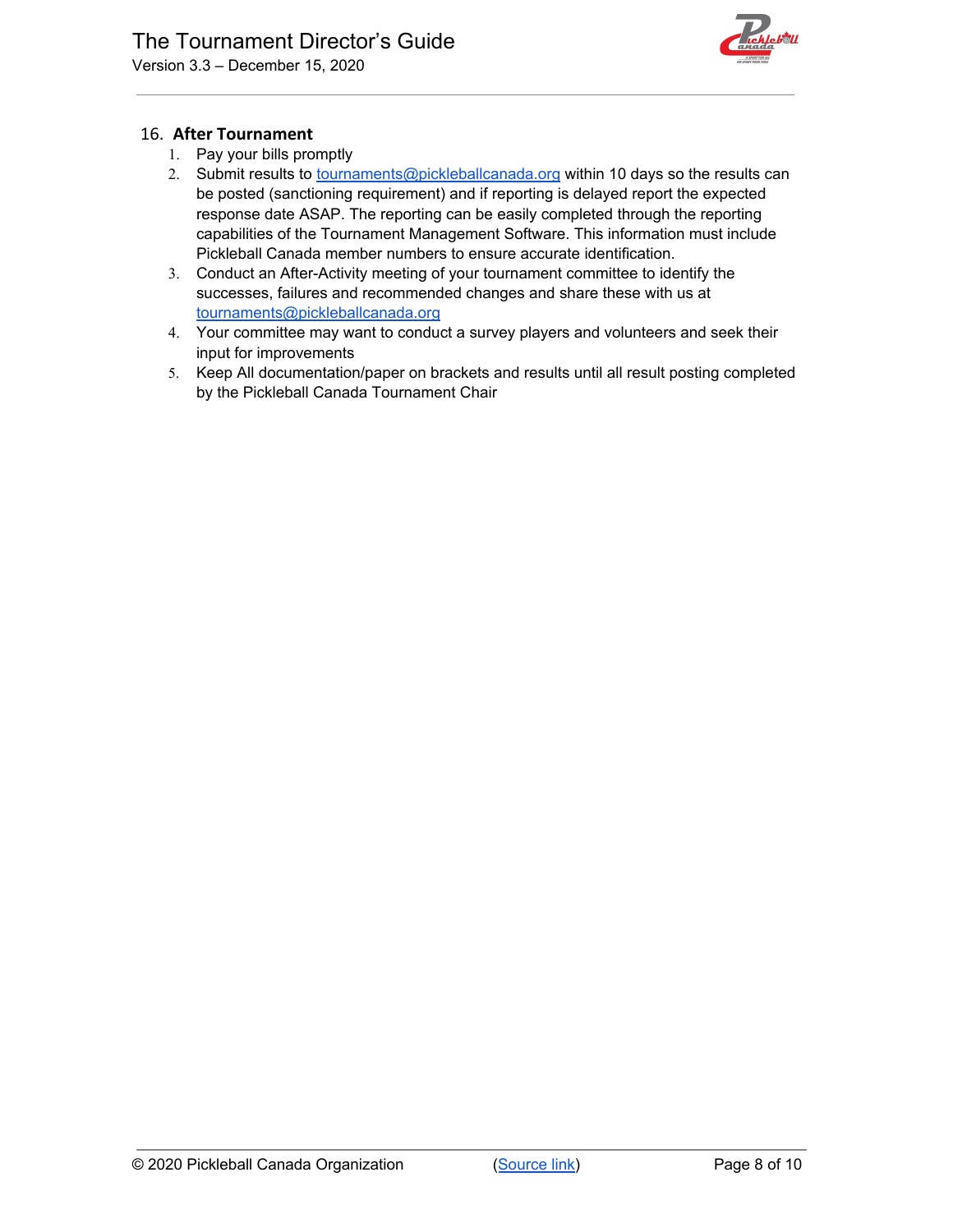## 16. After Tournament

1. Pay your bills promptly
2. Submit results to tournaments@pickleballcanada.org within 10 days so the results can be posted (sanctioning requirement) and if reporting is delayed report the expected response date ASAP. The reporting can be easily completed through the reporting capabilities of the Tournament Management Software. This information must include Pickleball Canada member numbers to ensure accurate identification.
3. Conduct an After-Activity meeting of your tournament committee to identify the successes, failures and recommended changes and share these with us at tournaments@pickleballcanada.org
4. Your committee may want to conduct a survey players and volunteers and seek their input for improvements
5. Keep All documentation/paper on brackets and results until all result posting completed by the Pickleball Canada Tournament Chair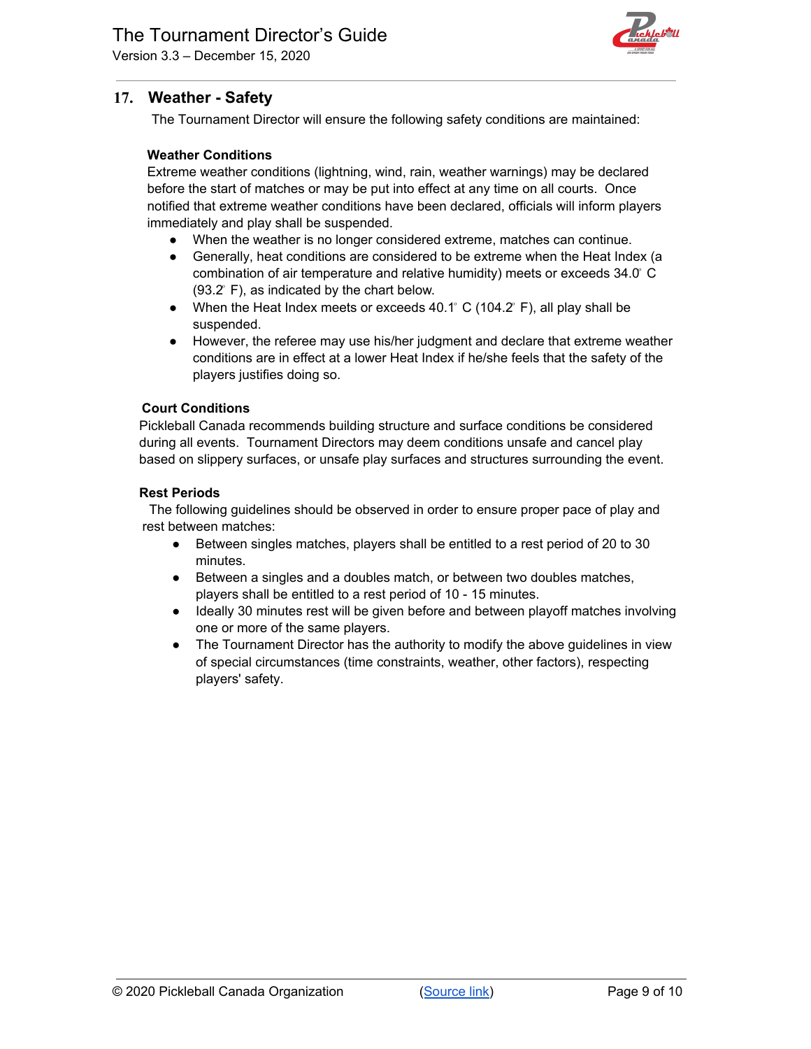## 17. Weather - Safety

The Tournament Director will ensure the following safety conditions are maintained:

**Weather Conditions**

Extreme weather conditions (lightning, wind, rain, weather warnings) may be declared before the start of matches or may be put into effect at any time on all courts. Once notified that extreme weather conditions have been declared, officials will inform players immediately and play shall be suspended.

- When the weather is no longer considered extreme, matches can continue.
- Generally, heat conditions are considered to be extreme when the Heat Index (a combination of air temperature and relative humidity) meets or exceeds 34.0° C (93.2° F), as indicated by the chart below.
- When the Heat Index meets or exceeds 40.1° C (104.2° F), all play shall be suspended.
- However, the referee may use his/her judgment and declare that extreme weather conditions are in effect at a lower Heat Index if he/she feels that the safety of the players justifies doing so.

**Court Conditions**

Pickleball Canada recommends building structure and surface conditions be considered during all events. Tournament Directors may deem conditions unsafe and cancel play based on slippery surfaces, or unsafe play surfaces and structures surrounding the event.

**Rest Periods**

The following guidelines should be observed in order to ensure proper pace of play and rest between matches:

- Between singles matches, players shall be entitled to a rest period of 20 to 30 minutes.
- Between a singles and a doubles match, or between two doubles matches, players shall be entitled to a rest period of 10 - 15 minutes.
- Ideally 30 minutes rest will be given before and between playoff matches involving one or more of the same players.
- The Tournament Director has the authority to modify the above guidelines in view of special circumstances (time constraints, weather, other factors), respecting players' safety.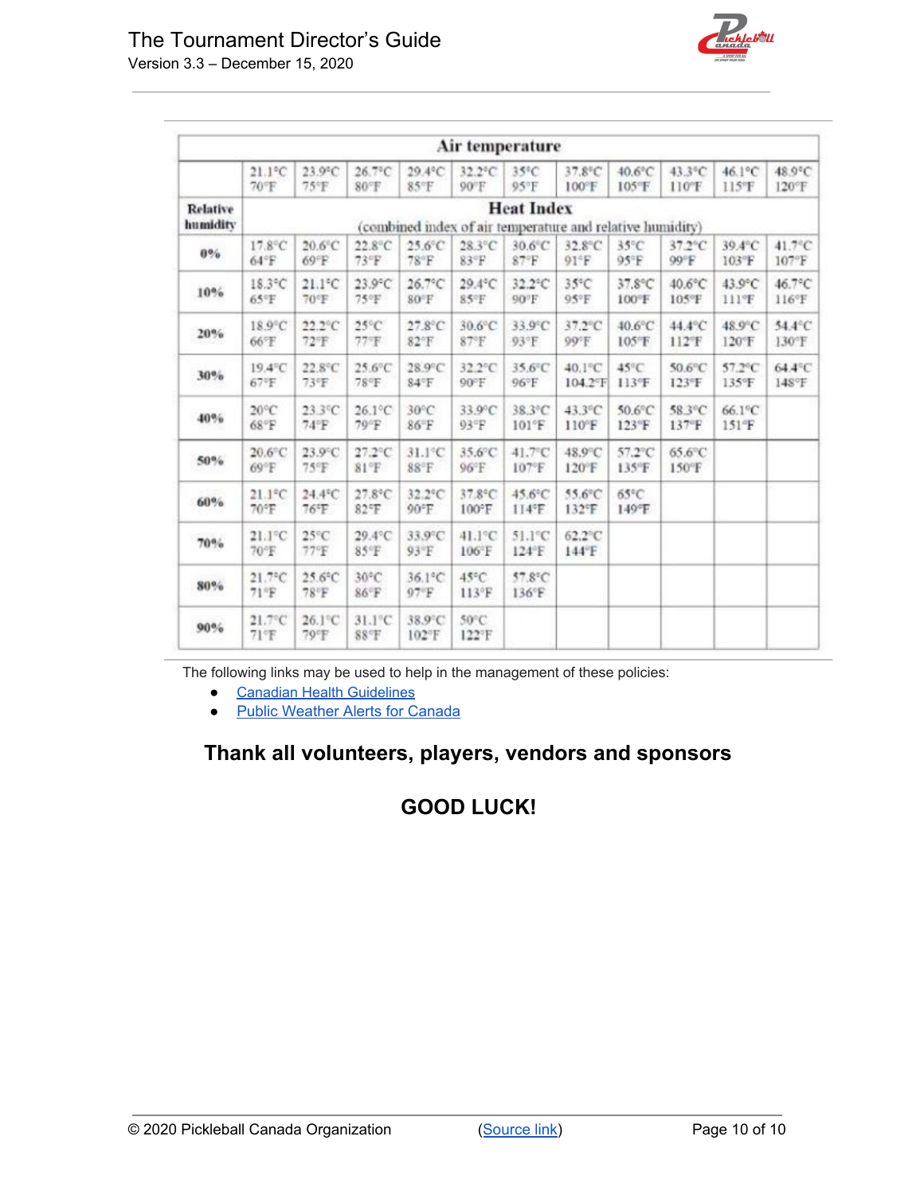| Air temperature | | | | | | | | | | | |
|---|---|---|---|---|---|---|---|---|---|---|---|
| | 21.1°C 70°F | 23.9°C 75°F | 26.7°C 80°F | 29.4°C 85°F | 32.2°C 90°F | 35°C 95°F | 37.8°C 100°F | 40.6°C 105°F | 43.3°C 110°F | 46.1°C 115°F | 48.9°C 120°F |
| Relative humidity | Heat Index (combined index of air temperature and relative humidity) | | | | | | | | | | |
| 0% | 17.8°C 64°F | 20.6°C 69°F | 22.8°C 73°F | 25.6°C 78°F | 28.3°C 83°F | 30.6°C 87°F | 32.8°C 91°F | 35°C 95°F | 37.2°C 99°F | 39.4°C 103°F | 41.7°C 107°F |
| 10% | 18.3°C 65°F | 21.1°C 70°F | 23.9°C 75°F | 26.7°C 80°F | 29.4°C 85°F | 32.2°C 90°F | 35°C 95°F | 37.8°C 100°F | 40.6°C 105°F | 43.9°C 111°F | 46.7°C 116°F |
| 20% | 18.9°C 66°F | 22.2°C 72°F | 25°C 77°F | 27.8°C 82°F | 30.6°C 87°F | 33.9°C 93°F | 37.2°C 99°F | 40.6°C 105°F | 44.4°C 112°F | 48.9°C 120°F | 54.4°C 130°F |
| 30% | 19.4°C 67°F | 22.8°C 73°F | 25.6°C 78°F | 28.9°C 84°F | 32.2°C 90°F | 35.6°C 96°F | 40.1°C 104.2°F | 45°C 113°F | 50.6°C 123°F | 57.2°C 135°F | 64.4°C 148°F |
| 40% | 20°C 68°F | 23.3°C 74°F | 26.1°C 79°F | 30°C 86°F | 33.9°C 93°F | 38.3°C 101°F | 43.3°C 110°F | 50.6°C 123°F | 58.3°C 137°F | 66.1°C 151°F | |
| 50% | 20.6°C 69°F | 23.9°C 75°F | 27.2°C 81°F | 31.1°C 88°F | 35.6°C 96°F | 41.7°C 107°F | 48.9°C 120°F | 57.2°C 135°F | 65.6°C 150°F | | |
| 60% | 21.1°C 70°F | 24.4°C 76°F | 27.8°C 82°F | 32.2°C 90°F | 37.8°C 100°F | 45.6°C 114°F | 55.6°C 132°F | 65°C 149°F | | | |
| 70% | 21.1°C 70°F | 25°C 77°F | 29.4°C 85°F | 33.9°C 93°F | 41.1°C 106°F | 51.1°C 124°F | 62.2°C 144°F | | | | |
| 80% | 21.7°C 71°F | 25.6°C 78°F | 30°C 86°F | 36.1°C 97°F | 45°C 113°F | 57.8°C 136°F | | | | | |
| 90% | 21.7°C 71°F | 26.1°C 79°F | 31.1°C 88°F | 38.9°C 102°F | 50°C 122°F | | | | | | |

The following links may be used to help in the management of these policies:

- Canadian Health Guidelines
- Public Weather Alerts for Canada

## Thank all volunteers, players, vendors and sponsors

## GOOD LUCK!